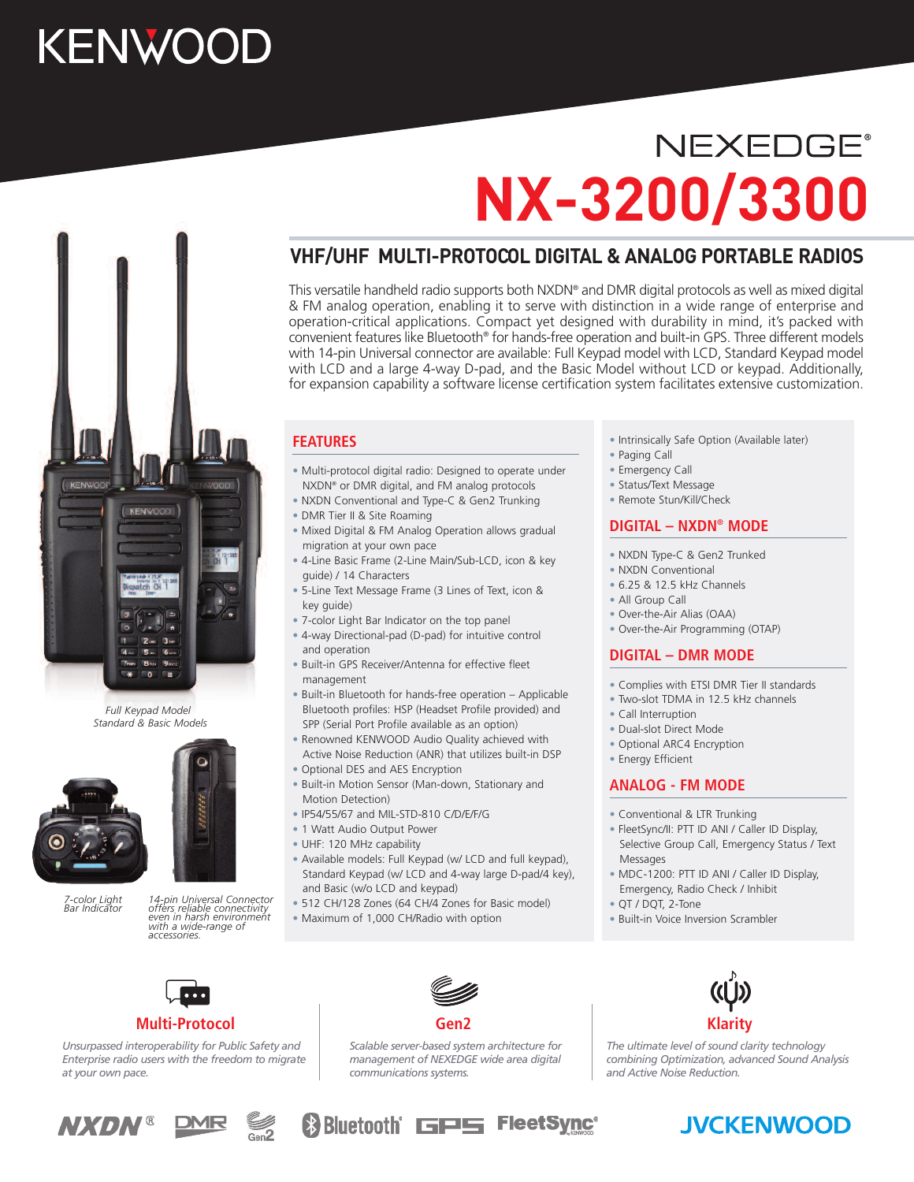# KENWOOD

NEXEDGE®

# NX-3200/3300

## VHF/UHF MULTI-PROTOCOL DIGITAL & ANALOG PORTABLE RADIOS

This versatile handheld radio supports both NXDN® and DMR digital protocols as well as mixed digital & FM analog operation, enabling it to serve with distinction in a wide range of enterprise and operation-critical applications. Compact yet designed with durability in mind, it's packed with convenient features like Bluetooth® for hands-free operation and built-in GPS. Three different models with 14-pin Universal connector are available: Full Keypad model with LCD, Standard Keypad model with LCD and a large 4-way D-pad, and the Basic Model without LCD or keypad. Additionally, for expansion capability a software license certification system facilitates extensive customization.

*Full Keypad Model*
*Standard & Basic Models*

*7-color Light Bar Indicator*

*14-pin Universal Connector offers reliable connectivity even in harsh environment with a wide-range of accessories.*

### FEATURES

- Multi-protocol digital radio: Designed to operate under NXDN® or DMR digital, and FM analog protocols
- NXDN Conventional and Type-C & Gen2 Trunking
- DMR Tier II & Site Roaming
- Mixed Digital & FM Analog Operation allows gradual migration at your own pace
- 4-Line Basic Frame (2-Line Main/Sub-LCD, icon & key guide) / 14 Characters
- 5-Line Text Message Frame (3 Lines of Text, icon & key guide)
- 7-color Light Bar Indicator on the top panel
- 4-way Directional-pad (D-pad) for intuitive control and operation
- Built-in GPS Receiver/Antenna for effective fleet management
- Built-in Bluetooth for hands-free operation – Applicable Bluetooth profiles: HSP (Headset Profile provided) and SPP (Serial Port Profile available as an option)
- Renowned KENWOOD Audio Quality achieved with Active Noise Reduction (ANR) that utilizes built-in DSP
- Optional DES and AES Encryption
- Built-in Motion Sensor (Man-down, Stationary and Motion Detection)
- IP54/55/67 and MIL-STD-810 C/D/E/F/G
- 1 Watt Audio Output Power
- UHF: 120 MHz capability
- Available models: Full Keypad (w/ LCD and full keypad), Standard Keypad (w/ LCD and 4-way large D-pad/4 key), and Basic (w/o LCD and keypad)
- 512 CH/128 Zones (64 CH/4 Zones for Basic model)
- Maximum of 1,000 CH/Radio with option
- Intrinsically Safe Option (Available later)
- Paging Call
- Emergency Call
- Status/Text Message
- Remote Stun/Kill/Check

### DIGITAL – NXDN® MODE

- NXDN Type-C & Gen2 Trunked
- NXDN Conventional
- 6.25 & 12.5 kHz Channels
- All Group Call
- Over-the-Air Alias (OAA)
- Over-the-Air Programming (OTAP)

### DIGITAL – DMR MODE

- Complies with ETSI DMR Tier II standards
- Two-slot TDMA in 12.5 kHz channels
- Call Interruption
- Dual-slot Direct Mode
- Optional ARC4 Encryption
- Energy Efficient

### ANALOG - FM MODE

- Conventional & LTR Trunking
- FleetSync/II: PTT ID ANI / Caller ID Display, Selective Group Call, Emergency Status / Text Messages
- MDC-1200: PTT ID ANI / Caller ID Display, Emergency, Radio Check / Inhibit
- QT / DQT, 2-Tone
- Built-in Voice Inversion Scrambler

### Multi-Protocol

*Unsurpassed interoperability for Public Safety and Enterprise radio users with the freedom to migrate at your own pace.*

### Gen2

*Scalable server-based system architecture for management of NEXEDGE wide area digital communications systems.*

### Klarity

*The ultimate level of sound clarity technology combining Optimization, advanced Sound Analysis and Active Noise Reduction.*

NXDN® DMR Gen2 Bluetooth® GPS FleetSync® JVCKENWOOD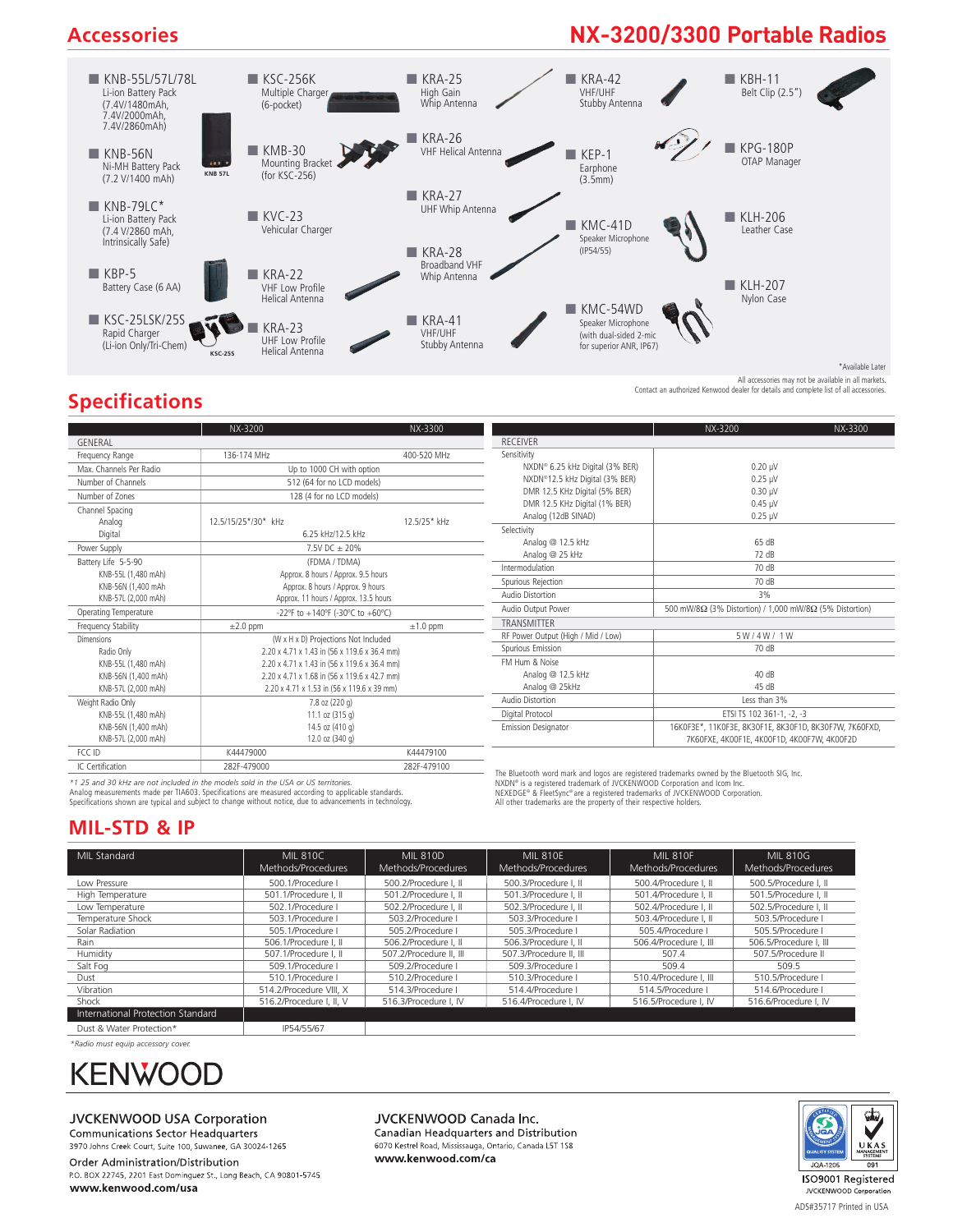## Accessories

# NX-3200/3300 Portable Radios

- **KNB-55L/57L/78L** Li-ion Battery Pack (7.4V/1480mAh, 7.4V/2000mAh, 7.4V/2860mAh)
- **KNB-56N** Ni-MH Battery Pack (7.2 V/1400 mAh)
- **KNB-79LC*** Li-ion Battery Pack (7.4 V/2860 mAh, Intrinsically Safe)
- **KBP-5** Battery Case (6 AA)
- **KSC-25LSK/25S** Rapid Charger (Li-ion Only/Tri-Chem)
- **KSC-256K** Multiple Charger (6-pocket)
- **KMB-30** Mounting Bracket (for KSC-256)
- **KVC-23** Vehicular Charger
- **KRA-22** VHF Low Profile Helical Antenna
- **KRA-23** UHF Low Profile Helical Antenna
- **KRA-25** High Gain Whip Antenna
- **KRA-26** VHF Helical Antenna
- **KRA-27** UHF Whip Antenna
- **KRA-28** Broadband VHF Whip Antenna
- **KRA-41** VHF/UHF Stubby Antenna
- **KRA-42** VHF/UHF Stubby Antenna
- **KEP-1** Earphone (3.5mm)
- **KMC-41D** Speaker Microphone (IP54/55)
- **KMC-54WD** Speaker Microphone (with dual-sided 2-mic for superior ANR, IP67)
- **KBH-11** Belt Clip (2.5")
- **KPG-180P** OTAP Manager
- **KLH-206** Leather Case
- **KLH-207** Nylon Case

*Available Later

All accessories may not be available in all markets. Contact an authorized Kenwood dealer for details and complete list of all accessories.

## Specifications

| | NX-3200 | NX-3300 |
|---|---|---|
| **GENERAL** | | |
| Frequency Range | 136-174 MHz | 400-520 MHz |
| Max. Channels Per Radio | Up to 1000 CH with option | |
| Number of Channels | 512 (64 for no LCD models) | |
| Number of Zones | 128 (4 for no LCD models) | |
| Channel Spacing — Analog | 12.5/15/25*/30* kHz | 12.5/25* kHz |
| Channel Spacing — Digital | 6.25 kHz/12.5 kHz | |
| Power Supply | 7.5V DC ± 20% | |
| Battery Life 5-5-90 | (FDMA / TDMA) | |
| KNB-55L (1,480 mAh) | Approx. 8 hours / Approx. 9.5 hours | |
| KNB-56N (1,400 mAh | Approx. 8 hours / Approx. 9 hours | |
| KNB-57L (2,000 mAh) | Approx. 11 hours / Approx. 13.5 hours | |
| Operating Temperature | -22°F to +140°F (-30°C to +60°C) | |
| Frequency Stability | ±2.0 ppm | ±1.0 ppm |
| Dimensions | (W x H x D) Projections Not Included | |
| Radio Only | 2.20 x 4.71 x 1.43 in (56 x 119.6 x 36.4 mm) | |
| KNB-55L (1,480 mAh) | 2.20 x 4.71 x 1.43 in (56 x 119.6 x 36.4 mm) | |
| KNB-56N (1,400 mAh) | 2.20 x 4.71 x 1.68 in (56 x 119.6 x 42.7 mm) | |
| KNB-57L (2,000 mAh) | 2.20 x 4.71 x 1.53 in (56 x 119.6 x 39 mm) | |
| Weight Radio Only | 7.8 oz (220 g) | |
| KNB-55L (1,480 mAh) | 11.1 oz (315 g) | |
| KNB-56N (1,400 mAh) | 14.5 oz (410 g) | |
| KNB-57L (2,000 mAh) | 12.0 oz (340 g) | |
| FCC ID | K44479000 | K44479100 |
| IC Certification | 282F-479000 | 282F-479100 |

*1 25 and 30 kHz are not included in the models sold in the USA or US territories.
Analog measurements made per TIA603. Specifications are measured according to applicable standards.
Specifications shown are typical and subject to change without notice, due to advancements in technology.

| | NX-3200 | NX-3300 |
|---|---|---|
| **RECEIVER** | | |
| Sensitivity | | |
| NXDN® 6.25 KHz Digital (3% BER) | 0.20 µV | |
| NXDN® 12.5 kHz Digital (3% BER) | 0.25 µV | |
| DMR 12.5 KHz Digital (5% BER) | 0.30 µV | |
| DMR 12.5 KHz Digital (1% BER) | 0.45 µV | |
| Analog (12dB SINAD) | 0.25 µV | |
| Selectivity | | |
| Analog @ 12.5 kHz | 65 dB | |
| Analog @ 25 kHz | 72 dB | |
| Intermodulation | 70 dB | |
| Spurious Rejection | 70 dB | |
| Audio Distortion | 3% | |
| Audio Output Power | 500 mW/8Ω (3% Distortion) / 1,000 mW/8Ω (5% Distortion) | |
| **TRANSMITTER** | | |
| RF Power Output (High / Mid / Low) | 5 W / 4 W / 1 W | |
| Spurious Emission | 70 dB | |
| FM Hum & Noise | | |
| Analog @ 12.5 kHz | 40 dB | |
| Analog @ 25kHz | 45 dB | |
| Audio Distortion | Less than 3% | |
| Digital Protocol | ETSI TS 102 361-1, -2, -3 | |
| Emission Designator | 16K0F3E*, 11K0F3E, 8K30F1E, 8K30F1D, 8K30F7W, 7K60FXD, 7K60FXE, 4K00F1E, 4K00F1D, 4K00F7W, 4K00F2D | |

The Bluetooth word mark and logos are registered trademarks owned by the Bluetooth SIG, Inc.
NXDN® is a registered trademark of JVCKENWOOD Corporation and Icom Inc.
NEXEDGE® & FleetSync® are a registered trademarks of JVCKENWOOD Corporation.
All other trademarks are the property of their respective holders.

## MIL-STD & IP

| MIL Standard | MIL 810C Methods/Procedures | MIL 810D Methods/Procedures | MIL 810E Methods/Procedures | MIL 810F Methods/Procedures | MIL 810G Methods/Procedures |
|---|---|---|---|---|---|
| Low Pressure | 500.1/Procedure I | 500.2/Procedure I, II | 500.3/Procedure I, II | 500.4/Procedure I, II | 500.5/Procedure I, II |
| High Temperature | 501.1/Procedure I, II | 501.2/Procedure I, II | 501.3/Procedure I, II | 501.4/Procedure I, II | 501.5/Procedure I, II |
| Low Temperature | 502.1/Procedure I | 502.2/Procedure I, II | 502.3/Procedure I, II | 502.4/Procedure I, II | 502.5/Procedure I, II |
| Temperature Shock | 503.1/Procedure I | 503.2/Procedure I | 503.3/Procedure I | 503.4/Procedure I, II | 503.5/Procedure I |
| Solar Radiation | 505.1/Procedure I | 505.2/Procedure I | 505.3/Procedure I | 505.4/Procedure I | 505.5/Procedure I |
| Rain | 506.1/Procedure I, II | 506.2/Procedure I, II | 506.3/Procedure I, II | 506.4/Procedure I, III | 506.5/Procedure I, III |
| Humidity | 507.1/Procedure I, II | 507.2/Procedure II, III | 507.3/Procedure II, III | 507.4 | 507.5/Procedure II |
| Salt Fog | 509.1/Procedure I | 509.2/Procedure I | 509.3/Procedure I | 509.4 | 509.5 |
| Dust | 510.1/Procedure I | 510.2/Procedure I | 510.3/Procedure I | 510.4/Procedure I, III | 510.5/Procedure I |
| Vibration | 514.2/Procedure VIII, X | 514.3/Procedure I | 514.4/Procedure I | 514.5/Procedure I | 514.6/Procedure I |
| Shock | 516.2/Procedure I, II, V | 516.3/Procedure I, IV | 516.4/Procedure I, IV | 516.5/Procedure I, IV | 516.6/Procedure I, IV |
| **International Protection Standard** | | | | | |
| Dust & Water Protection* | IP54/55/67 | | | | |

*Radio must equip accessory cover.

**KENWOOD**

**JVCKENWOOD USA Corporation**
Communications Sector Headquarters
3970 Johns Creek Court, Suite 100, Suwanee, GA 30024-1265

Order Administration/Distribution
P.O. BOX 22745, 2201 East Dominguez St., Long Beach, CA 90801-5745
**www.kenwood.com/usa**

**JVCKENWOOD Canada Inc.**
Canadian Headquarters and Distribution
6070 Kestrel Road, Mississauga, Ontario, Canada L5T 1S8
**www.kenwood.com/ca**

JQA-1205 091
ISO9001 Registered
JVCKENWOOD Corporation

ADS#35717 Printed in USA